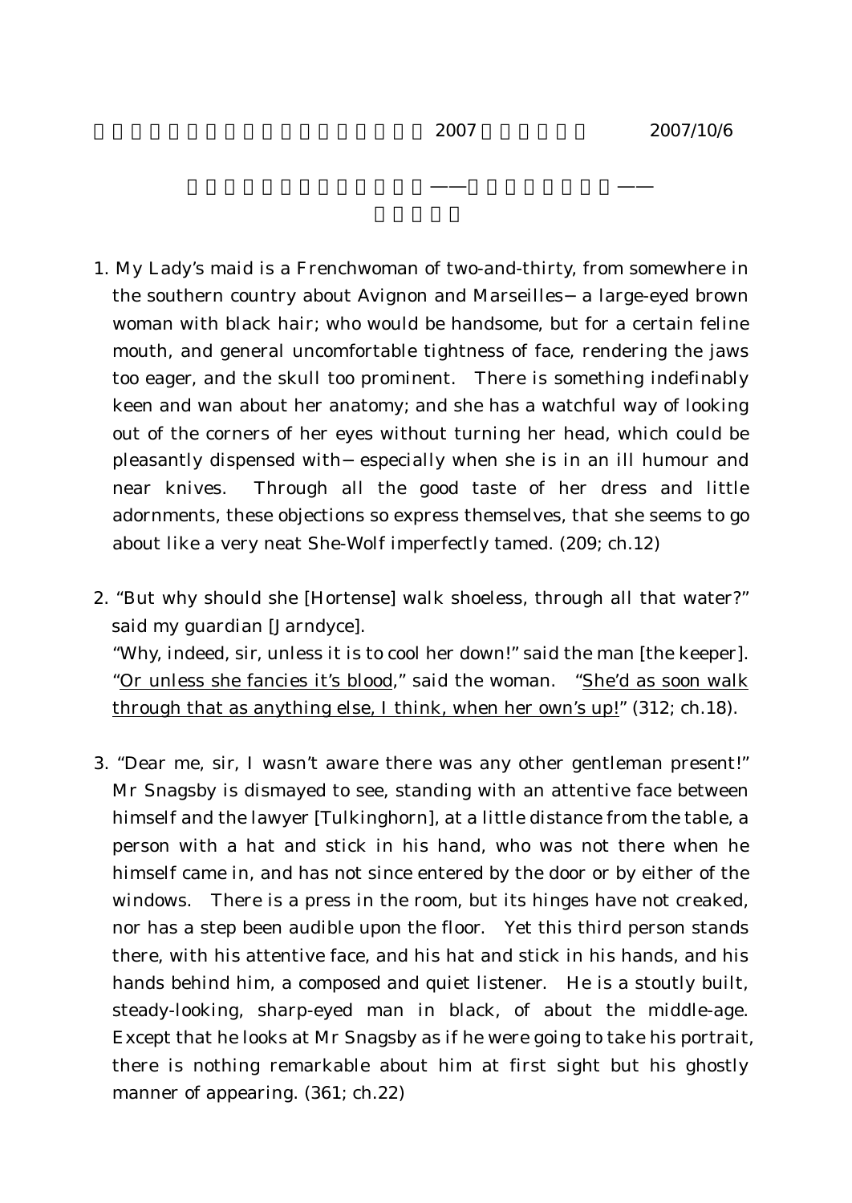2007 2007/10/6

—— ——

1. My Lady's maid is a Frenchwoman of two-and-thirty, from somewhere in the southern country about Avignon and Marseilles—a large-eyed brown woman with black hair; who would be handsome, but for a certain feline mouth, and general uncomfortable tightness of face, rendering the jaws too eager, and the skull too prominent. There is something indefinably keen and wan about her anatomy; and she has a watchful way of looking out of the corners of her eyes without turning her head, which could be pleasantly dispensed with—especially when she is in an ill humour and near knives. Through all the good taste of her dress and little adornments, these objections so express themselves, that she seems to go about like a very neat She-Wolf imperfectly tamed. (209; ch.12)

2. "But why should she [Hortense] walk shoeless, through all that water?" said my guardian [Jarndyce].
   "Why, indeed, sir, unless it is to cool her down!" said the man [the keeper]. "<u>Or unless she fancies it's blood</u>," said the woman. "<u>She'd as soon walk through that as anything else, I think, when her own's up!</u>" (312; ch.18).

3. "Dear me, sir, I wasn't aware there was any other gentleman present!" Mr Snagsby is dismayed to see, standing with an attentive face between himself and the lawyer [Tulkinghorn], at a little distance from the table, a person with a hat and stick in his hand, who was not there when he himself came in, and has not since entered by the door or by either of the windows. There is a press in the room, but its hinges have not creaked, nor has a step been audible upon the floor. Yet this third person stands there, with his attentive face, and his hat and stick in his hands, and his hands behind him, a composed and quiet listener. He is a stoutly built, steady-looking, sharp-eyed man in black, of about the middle-age. Except that he looks at Mr Snagsby as if he were going to take his portrait, there is nothing remarkable about him at first sight but his ghostly manner of appearing. (361; ch.22)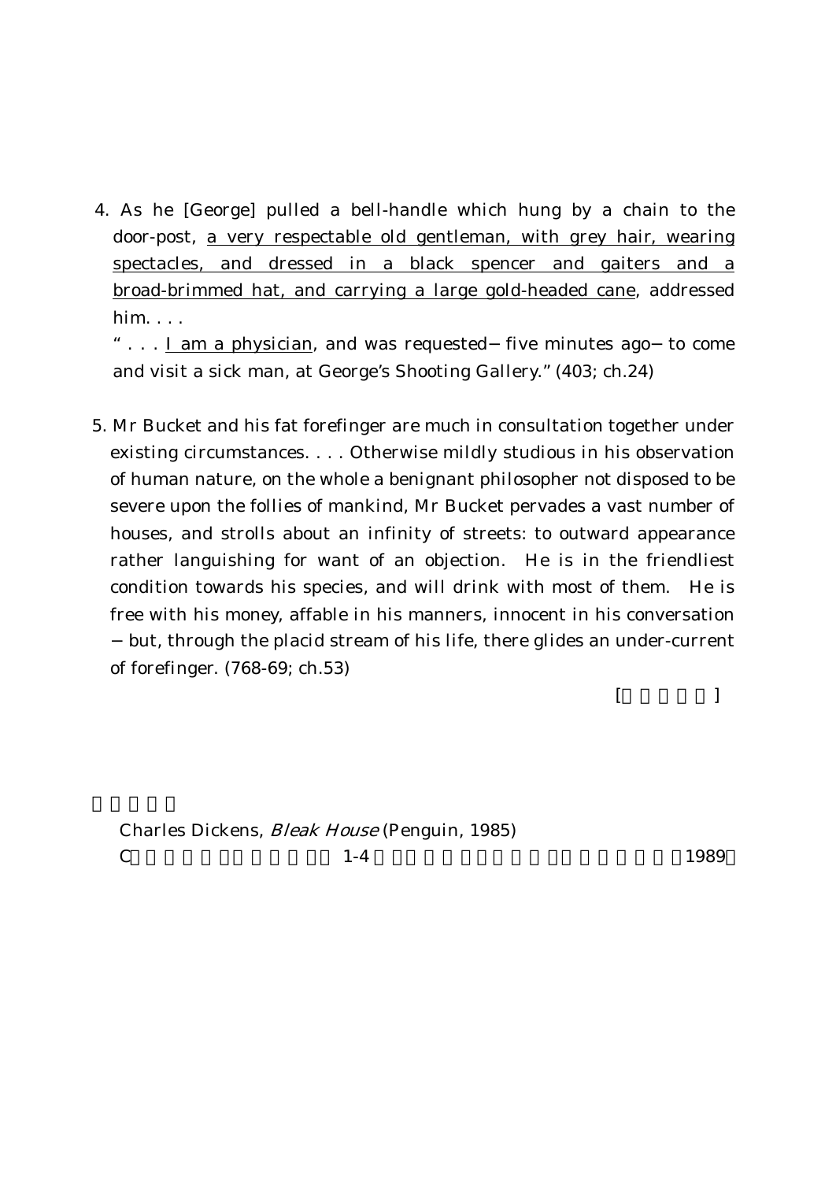4. As he [George] pulled a bell-handle which hung by a chain to the door-post, <u>a very respectable old gentleman, with grey hair, wearing spectacles, and dressed in a black spencer and gaiters and a broad-brimmed hat, and carrying a large gold-headed cane</u>, addressed him. . . .

   " . . . <u>I am a physician</u>, and was requested − five minutes ago − to come and visit a sick man, at George's Shooting Gallery." (403; ch.24)

5. Mr Bucket and his fat forefinger are much in consultation together under existing circumstances. . . . Otherwise mildly studious in his observation of human nature, on the whole a benignant philosopher not disposed to be severe upon the follies of mankind, Mr Bucket pervades a vast number of houses, and strolls about an infinity of streets: to outward appearance rather languishing for want of an objection. He is in the friendliest condition towards his species, and will drink with most of them. He is free with his money, affable in his manners, innocent in his conversation − but, through the placid stream of his life, there glides an under-current of forefinger. (768-69; ch.53)

[ ]

Charles Dickens, *Bleak House* (Penguin, 1985)

C 1-4 1989